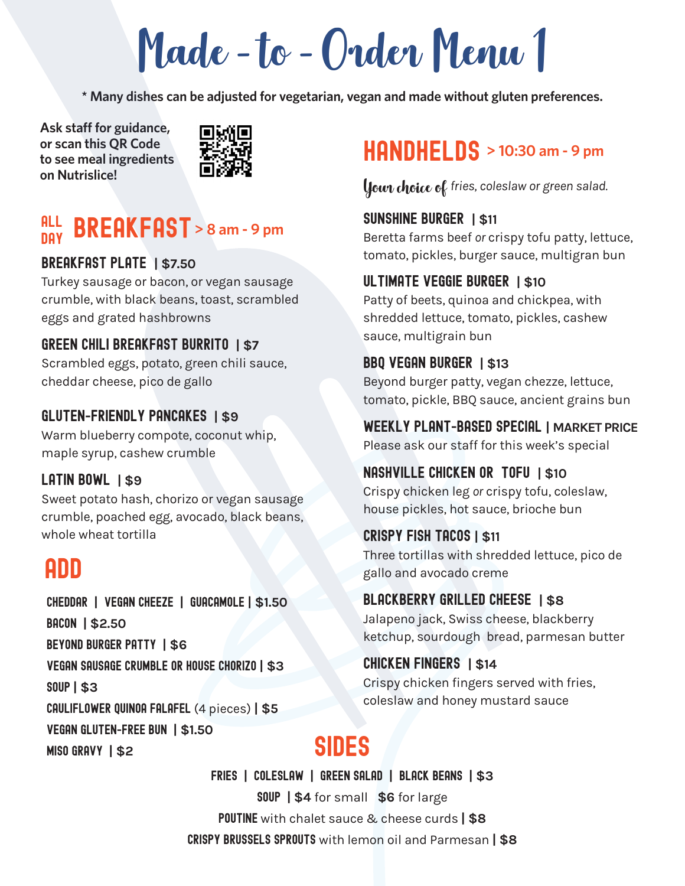# Made-to-Order Menu 1

**\* Many dishes can be adjusted for vegetarian, vegan and made without gluten preferences.**

**Ask staff for guidance, or scan this QR Code to see meal ingredients on Nutrislice!**

## ALL DAY BREAKFAST > 8 am - 9 pm

### BREAKFAST PLATE | $7.50
Turkey sausage or bacon, or vegan sausage crumble, with black beans, toast, scrambled eggs and grated hashbrowns

### GREEN CHILI BREAKFAST BURRITO | $7
Scrambled eggs, potato, green chili sauce, cheddar cheese, pico de gallo

### GLUTEN-FRIENDLY PANCAKES | $9
Warm blueberry compote, coconut whip, maple syrup, cashew crumble

### LATIN BOWL | $9
Sweet potato hash, chorizo or vegan sausage crumble, poached egg, avocado, black beans, whole wheat tortilla

## ADD

**CHEDDAR | VEGAN CHEEZE | GUACAMOLE | $1.50**
**BACON | $2.50**
**BEYOND BURGER PATTY | $6**
**VEGAN SAUSAGE CRUMBLE OR HOUSE CHORIZO | $3**
**SOUP | $3**
**CAULIFLOWER QUINOA FALAFEL** (4 pieces) **| $5**
**VEGAN GLUTEN-FREE BUN | $1.50**
**MISO GRAVY | $2**

## HANDHELDS > 10:30 am - 9 pm

*Your choice of fries, coleslaw or green salad.*

### SUNSHINE BURGER | $11
Beretta farms beef *or* crispy tofu patty, lettuce, tomato, pickles, burger sauce, multigran bun

### ULTIMATE VEGGIE BURGER | $10
Patty of beets, quinoa and chickpea, with shredded lettuce, tomato, pickles, cashew sauce, multigrain bun

### BBQ VEGAN BURGER | $13
Beyond burger patty, vegan chezze, lettuce, tomato, pickle, BBQ sauce, ancient grains bun

### WEEKLY PLANT-BASED SPECIAL | MARKET PRICE
Please ask our staff for this week's special

### NASHVILLE CHICKEN OR TOFU | $10
Crispy chicken leg *or* crispy tofu, coleslaw, house pickles, hot sauce, brioche bun

### CRISPY FISH TACOS | $11
Three tortillas with shredded lettuce, pico de gallo and avocado creme

### BLACKBERRY GRILLED CHEESE | $8
Jalapeno jack, Swiss cheese, blackberry ketchup, sourdough bread, parmesan butter

### CHICKEN FINGERS | $14
Crispy chicken fingers served with fries, coleslaw and honey mustard sauce

## SIDES

**FRIES | COLESLAW | GREEN SALAD | BLACK BEANS | $3**
**SOUP | $4** for small **$6** for large
**POUTINE** with chalet sauce & cheese curds **| $8**
**CRISPY BRUSSELS SPROUTS** with lemon oil and Parmesan **| $8**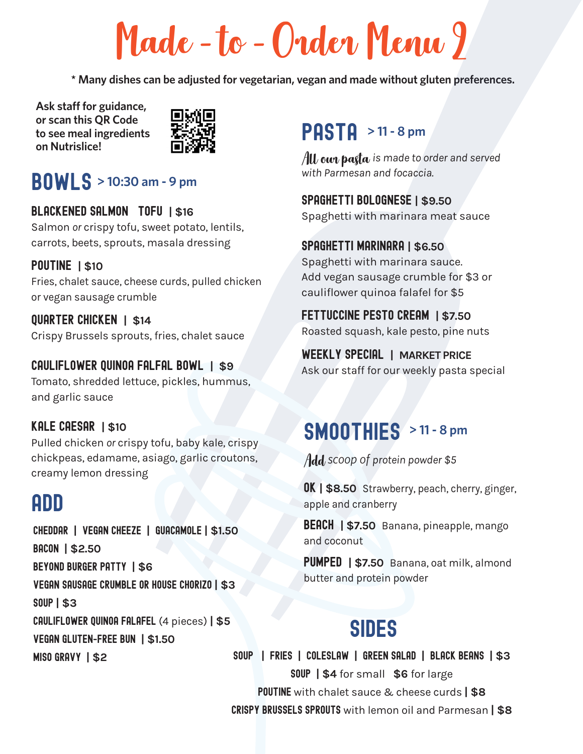# Made - to - Order Menu 2

**\* Many dishes can be adjusted for vegetarian, vegan and made without gluten preferences.**

**Ask staff for guidance, or scan this QR Code to see meal ingredients on Nutrislice!**

## BOWLS > 10:30 am - 9 pm

**BLACKENED SALMON TOFU | $16**
Salmon *or* crispy tofu, sweet potato, lentils, carrots, beets, sprouts, masala dressing

**POUTINE | $10**
Fries, chalet sauce, cheese curds, pulled chicken or vegan sausage crumble

**QUARTER CHICKEN | $14**
Crispy Brussels sprouts, fries, chalet sauce

**CAULIFLOWER QUINOA FALFAL BOWL | $9**
Tomato, shredded lettuce, pickles, hummus, and garlic sauce

**KALE CAESAR | $10**
Pulled chicken *or* crispy tofu, baby kale, crispy chickpeas, edamame, asiago, garlic croutons, creamy lemon dressing

## ADD

**CHEDDAR | VEGAN CHEEZE | GUACAMOLE | $1.50**
**BACON | $2.50**
**BEYOND BURGER PATTY | $6**
**VEGAN SAUSAGE CRUMBLE OR HOUSE CHORIZO | $3**
**SOUP | $3**
**CAULIFLOWER QUINOA FALAFEL** (4 pieces) **| $5**
**VEGAN GLUTEN-FREE BUN | $1.50**
**MISO GRAVY | $2**

## PASTA > 11 - 8 pm

*All our pasta is made to order and served with Parmesan and focaccia.*

**SPAGHETTI BOLOGNESE | $9.50**
Spaghetti with marinara meat sauce

**SPAGHETTI MARINARA | $6.50**
Spaghetti with marinara sauce.
Add vegan sausage crumble for $3 or cauliflower quinoa falafel for $5

**FETTUCCINE PESTO CREAM | $7.50**
Roasted squash, kale pesto, pine nuts

**WEEKLY SPECIAL | MARKET PRICE**
Ask our staff for our weekly pasta special

## SMOOTHIES > 11 - 8 pm

*Add scoop of protein powder $5*

**OK | $8.50** Strawberry, peach, cherry, ginger, apple and cranberry

**BEACH | $7.50** Banana, pineapple, mango and coconut

**PUMPED | $7.50** Banana, oat milk, almond butter and protein powder

## SIDES

**SOUP | FRIES | COLESLAW | GREEN SALAD | BLACK BEANS | $3**
**SOUP | $4** for small **$6** for large
**POUTINE** with chalet sauce & cheese curds **| $8**
**CRISPY BRUSSELS SPROUTS** with lemon oil and Parmesan **| $8**